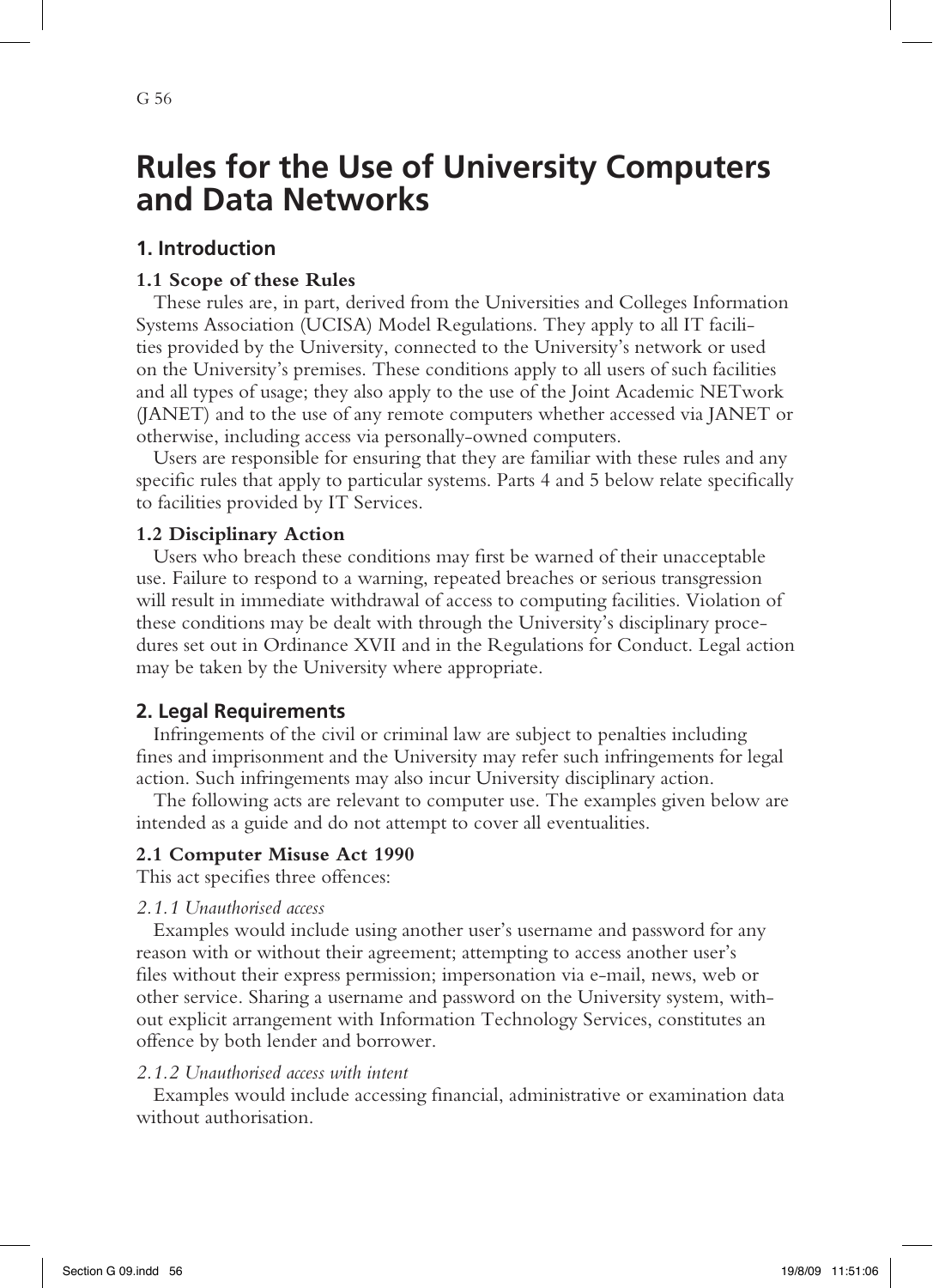# Rules for the Use of University Computers and Data Networks

## 1. Introduction

### 1.1 Scope of these Rules

These rules are, in part, derived from the Universities and Colleges Information Systems Association (UCISA) Model Regulations. They apply to all IT facilities provided by the University, connected to the University's network or used on the University's premises. These conditions apply to all users of such facilities and all types of usage; they also apply to the use of the Joint Academic NETwork (JANET) and to the use of any remote computers whether accessed via JANET or otherwise, including access via personally-owned computers.

Users are responsible for ensuring that they are familiar with these rules and any specific rules that apply to particular systems. Parts 4 and 5 below relate specifically to facilities provided by IT Services.

### 1.2 Disciplinary Action

Users who breach these conditions may first be warned of their unacceptable use. Failure to respond to a warning, repeated breaches or serious transgression will result in immediate withdrawal of access to computing facilities. Violation of these conditions may be dealt with through the University's disciplinary procedures set out in Ordinance XVII and in the Regulations for Conduct. Legal action may be taken by the University where appropriate.

## 2. Legal Requirements

Infringements of the civil or criminal law are subject to penalties including fines and imprisonment and the University may refer such infringements for legal action. Such infringements may also incur University disciplinary action.

The following acts are relevant to computer use. The examples given below are intended as a guide and do not attempt to cover all eventualities.

### 2.1 Computer Misuse Act 1990

This act specifies three offences:

*2.1.1 Unauthorised access*

Examples would include using another user's username and password for any reason with or without their agreement; attempting to access another user's files without their express permission; impersonation via e-mail, news, web or other service. Sharing a username and password on the University system, without explicit arrangement with Information Technology Services, constitutes an offence by both lender and borrower.

*2.1.2 Unauthorised access with intent*

Examples would include accessing financial, administrative or examination data without authorisation.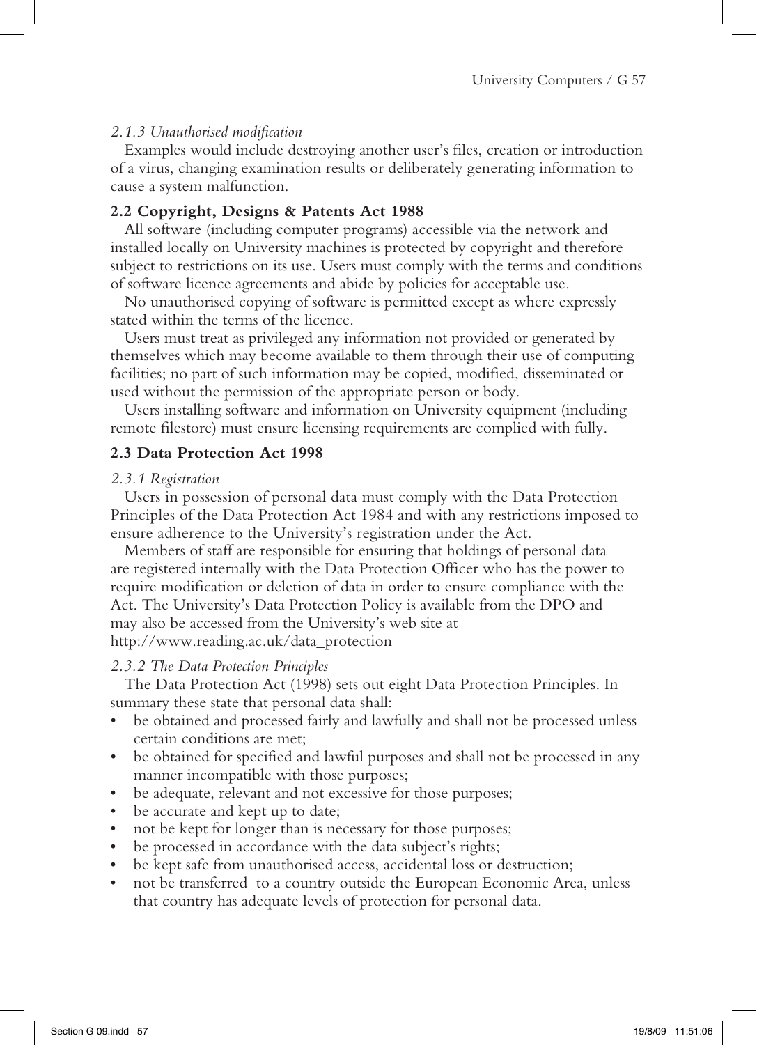*2.1.3 Unauthorised modification*

Examples would include destroying another user's files, creation or introduction of a virus, changing examination results or deliberately generating information to cause a system malfunction.

### 2.2 Copyright, Designs & Patents Act 1988

All software (including computer programs) accessible via the network and installed locally on University machines is protected by copyright and therefore subject to restrictions on its use. Users must comply with the terms and conditions of software licence agreements and abide by policies for acceptable use.

No unauthorised copying of software is permitted except as where expressly stated within the terms of the licence.

Users must treat as privileged any information not provided or generated by themselves which may become available to them through their use of computing facilities; no part of such information may be copied, modified, disseminated or used without the permission of the appropriate person or body.

Users installing software and information on University equipment (including remote filestore) must ensure licensing requirements are complied with fully.

### 2.3 Data Protection Act 1998

*2.3.1 Registration*

Users in possession of personal data must comply with the Data Protection Principles of the Data Protection Act 1984 and with any restrictions imposed to ensure adherence to the University's registration under the Act.

Members of staff are responsible for ensuring that holdings of personal data are registered internally with the Data Protection Officer who has the power to require modification or deletion of data in order to ensure compliance with the Act. The University's Data Protection Policy is available from the DPO and may also be accessed from the University's web site at http://www.reading.ac.uk/data_protection

*2.3.2 The Data Protection Principles*

The Data Protection Act (1998) sets out eight Data Protection Principles. In summary these state that personal data shall:

- be obtained and processed fairly and lawfully and shall not be processed unless certain conditions are met;
- be obtained for specified and lawful purposes and shall not be processed in any manner incompatible with those purposes;
- be adequate, relevant and not excessive for those purposes;
- be accurate and kept up to date;
- not be kept for longer than is necessary for those purposes;
- be processed in accordance with the data subject's rights;
- be kept safe from unauthorised access, accidental loss or destruction;
- not be transferred to a country outside the European Economic Area, unless that country has adequate levels of protection for personal data.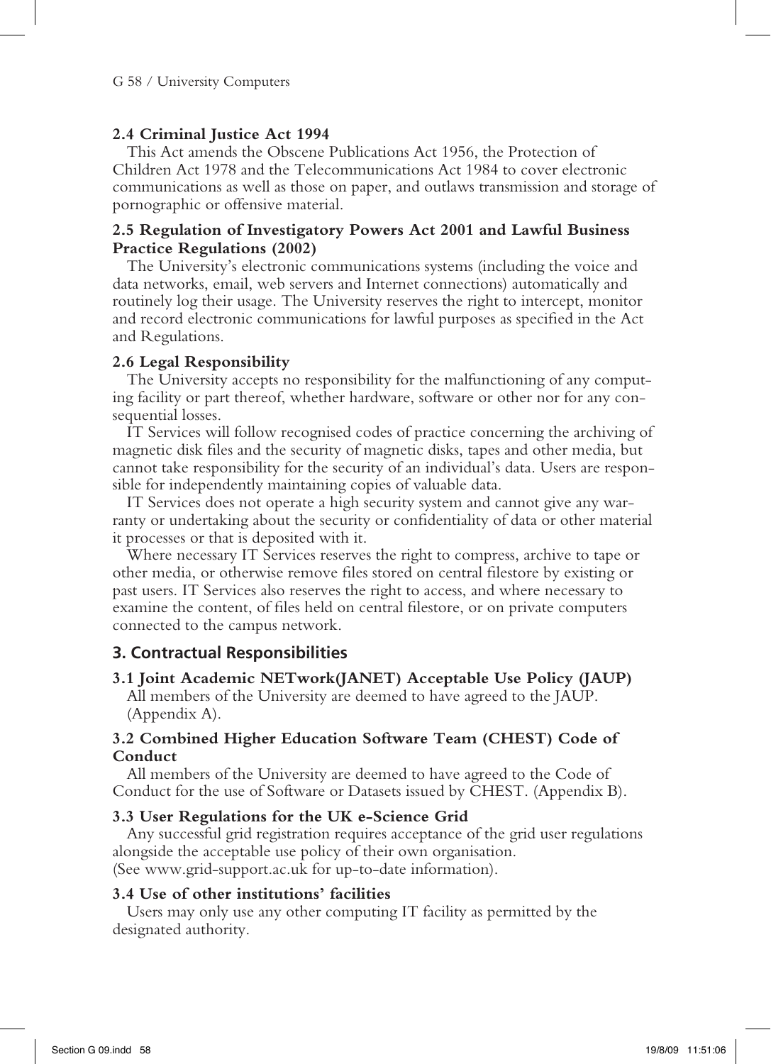### 2.4 Criminal Justice Act 1994

This Act amends the Obscene Publications Act 1956, the Protection of Children Act 1978 and the Telecommunications Act 1984 to cover electronic communications as well as those on paper, and outlaws transmission and storage of pornographic or offensive material.

### 2.5 Regulation of Investigatory Powers Act 2001 and Lawful Business Practice Regulations (2002)

The University's electronic communications systems (including the voice and data networks, email, web servers and Internet connections) automatically and routinely log their usage. The University reserves the right to intercept, monitor and record electronic communications for lawful purposes as specified in the Act and Regulations.

### 2.6 Legal Responsibility

The University accepts no responsibility for the malfunctioning of any computing facility or part thereof, whether hardware, software or other nor for any consequential losses.

IT Services will follow recognised codes of practice concerning the archiving of magnetic disk files and the security of magnetic disks, tapes and other media, but cannot take responsibility for the security of an individual's data. Users are responsible for independently maintaining copies of valuable data.

IT Services does not operate a high security system and cannot give any warranty or undertaking about the security or confidentiality of data or other material it processes or that is deposited with it.

Where necessary IT Services reserves the right to compress, archive to tape or other media, or otherwise remove files stored on central filestore by existing or past users. IT Services also reserves the right to access, and where necessary to examine the content, of files held on central filestore, or on private computers connected to the campus network.

## 3. Contractual Responsibilities

### 3.1 Joint Academic NETwork(JANET) Acceptable Use Policy (JAUP)

All members of the University are deemed to have agreed to the JAUP. (Appendix A).

### 3.2 Combined Higher Education Software Team (CHEST) Code of Conduct

All members of the University are deemed to have agreed to the Code of Conduct for the use of Software or Datasets issued by CHEST. (Appendix B).

### 3.3 User Regulations for the UK e-Science Grid

Any successful grid registration requires acceptance of the grid user regulations alongside the acceptable use policy of their own organisation.
(See www.grid-support.ac.uk for up-to-date information).

### 3.4 Use of other institutions' facilities

Users may only use any other computing IT facility as permitted by the designated authority.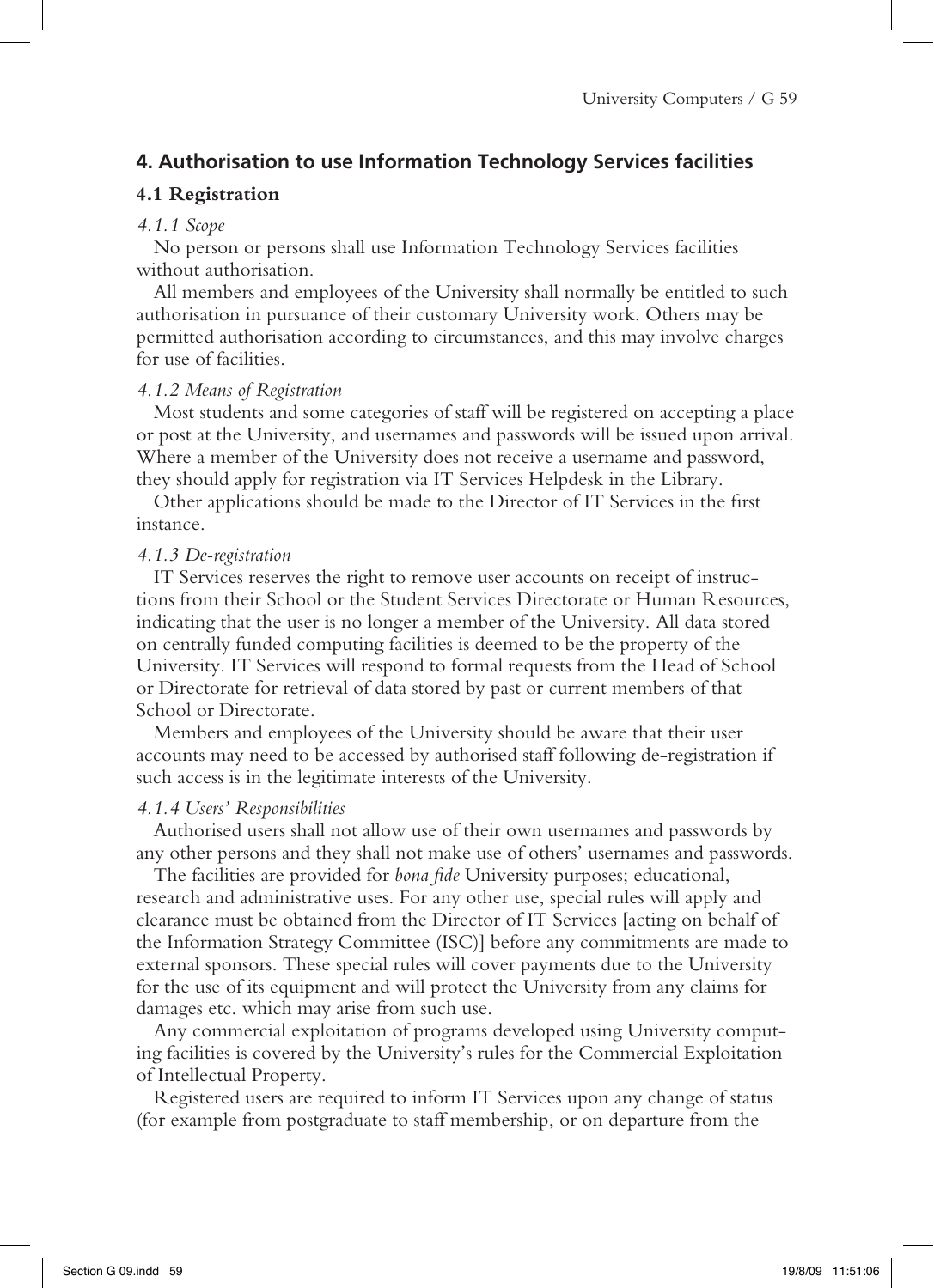## 4. Authorisation to use Information Technology Services facilities

### 4.1 Registration

*4.1.1 Scope*

No person or persons shall use Information Technology Services facilities without authorisation.

All members and employees of the University shall normally be entitled to such authorisation in pursuance of their customary University work. Others may be permitted authorisation according to circumstances, and this may involve charges for use of facilities.

*4.1.2 Means of Registration*

Most students and some categories of staff will be registered on accepting a place or post at the University, and usernames and passwords will be issued upon arrival. Where a member of the University does not receive a username and password, they should apply for registration via IT Services Helpdesk in the Library.

Other applications should be made to the Director of IT Services in the first instance.

*4.1.3 De-registration*

IT Services reserves the right to remove user accounts on receipt of instructions from their School or the Student Services Directorate or Human Resources, indicating that the user is no longer a member of the University. All data stored on centrally funded computing facilities is deemed to be the property of the University. IT Services will respond to formal requests from the Head of School or Directorate for retrieval of data stored by past or current members of that School or Directorate.

Members and employees of the University should be aware that their user accounts may need to be accessed by authorised staff following de-registration if such access is in the legitimate interests of the University.

*4.1.4 Users' Responsibilities*

Authorised users shall not allow use of their own usernames and passwords by any other persons and they shall not make use of others' usernames and passwords.

The facilities are provided for *bona fide* University purposes; educational, research and administrative uses. For any other use, special rules will apply and clearance must be obtained from the Director of IT Services [acting on behalf of the Information Strategy Committee (ISC)] before any commitments are made to external sponsors. These special rules will cover payments due to the University for the use of its equipment and will protect the University from any claims for damages etc. which may arise from such use.

Any commercial exploitation of programs developed using University computing facilities is covered by the University's rules for the Commercial Exploitation of Intellectual Property.

Registered users are required to inform IT Services upon any change of status (for example from postgraduate to staff membership, or on departure from the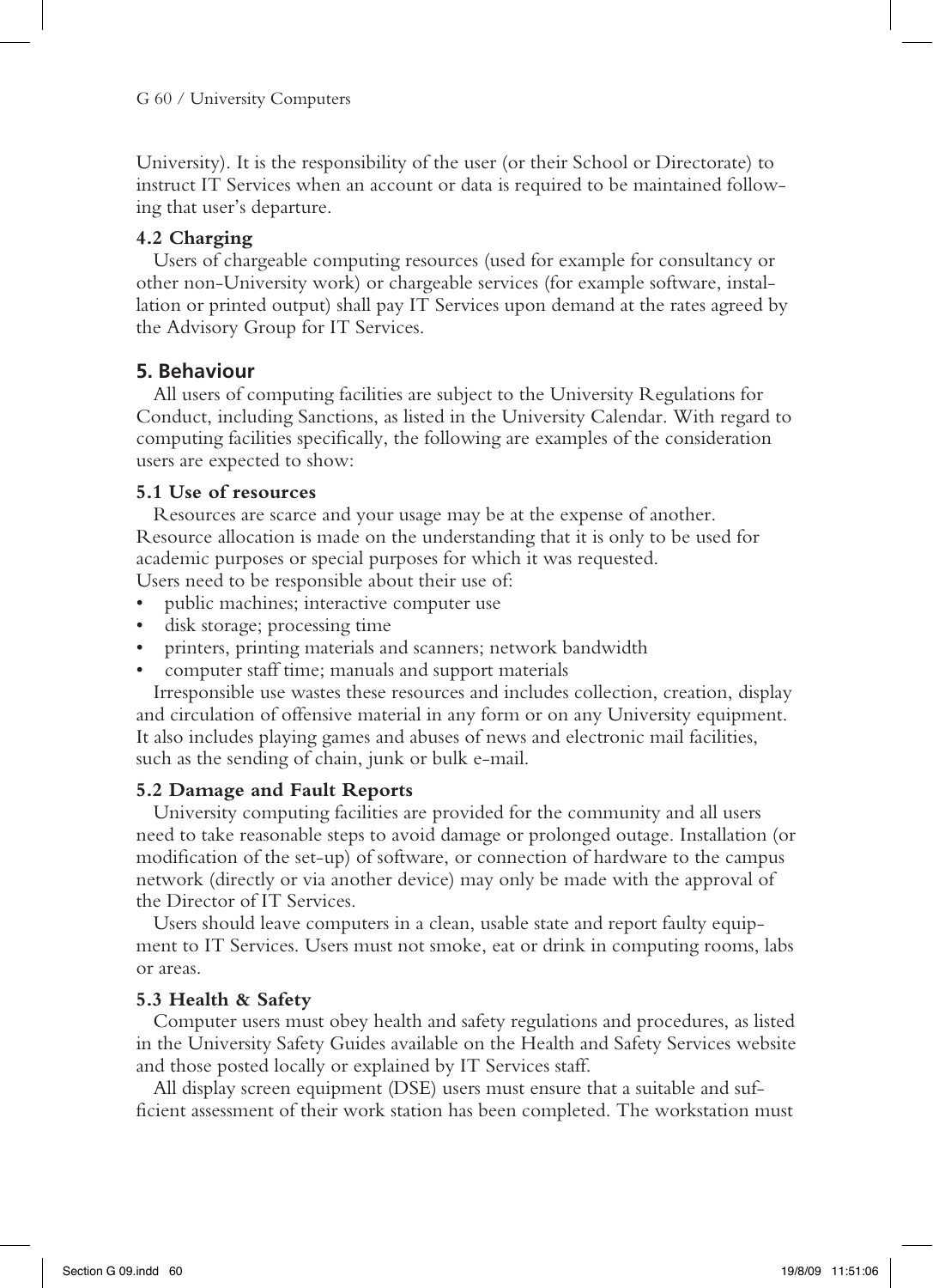University). It is the responsibility of the user (or their School or Directorate) to instruct IT Services when an account or data is required to be maintained following that user's departure.

### 4.2 Charging

Users of chargeable computing resources (used for example for consultancy or other non-University work) or chargeable services (for example software, installation or printed output) shall pay IT Services upon demand at the rates agreed by the Advisory Group for IT Services.

## 5. Behaviour

All users of computing facilities are subject to the University Regulations for Conduct, including Sanctions, as listed in the University Calendar. With regard to computing facilities specifically, the following are examples of the consideration users are expected to show:

### 5.1 Use of resources

Resources are scarce and your usage may be at the expense of another. Resource allocation is made on the understanding that it is only to be used for academic purposes or special purposes for which it was requested.

Users need to be responsible about their use of:

- public machines; interactive computer use
- disk storage; processing time
- printers, printing materials and scanners; network bandwidth
- computer staff time; manuals and support materials

Irresponsible use wastes these resources and includes collection, creation, display and circulation of offensive material in any form or on any University equipment. It also includes playing games and abuses of news and electronic mail facilities, such as the sending of chain, junk or bulk e-mail.

### 5.2 Damage and Fault Reports

University computing facilities are provided for the community and all users need to take reasonable steps to avoid damage or prolonged outage. Installation (or modification of the set-up) of software, or connection of hardware to the campus network (directly or via another device) may only be made with the approval of the Director of IT Services.

Users should leave computers in a clean, usable state and report faulty equipment to IT Services. Users must not smoke, eat or drink in computing rooms, labs or areas.

### 5.3 Health & Safety

Computer users must obey health and safety regulations and procedures, as listed in the University Safety Guides available on the Health and Safety Services website and those posted locally or explained by IT Services staff.

All display screen equipment (DSE) users must ensure that a suitable and sufficient assessment of their work station has been completed. The workstation must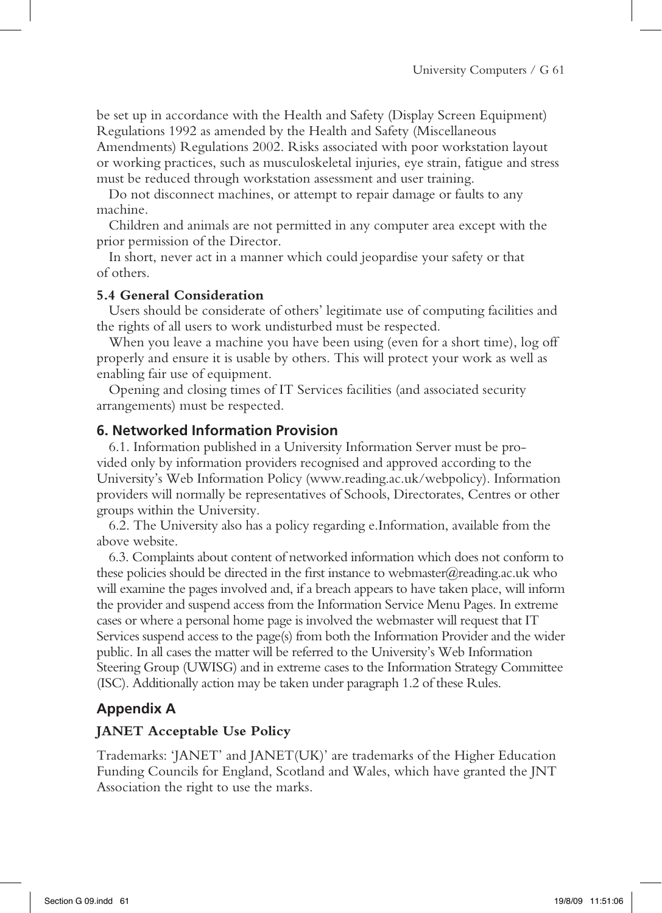be set up in accordance with the Health and Safety (Display Screen Equipment) Regulations 1992 as amended by the Health and Safety (Miscellaneous Amendments) Regulations 2002. Risks associated with poor workstation layout or working practices, such as musculoskeletal injuries, eye strain, fatigue and stress must be reduced through workstation assessment and user training.

Do not disconnect machines, or attempt to repair damage or faults to any machine.

Children and animals are not permitted in any computer area except with the prior permission of the Director.

In short, never act in a manner which could jeopardise your safety or that of others.

**5.4 General Consideration**

Users should be considerate of others' legitimate use of computing facilities and the rights of all users to work undisturbed must be respected.

When you leave a machine you have been using (even for a short time), log off properly and ensure it is usable by others. This will protect your work as well as enabling fair use of equipment.

Opening and closing times of IT Services facilities (and associated security arrangements) must be respected.

## 6. Networked Information Provision

6.1. Information published in a University Information Server must be provided only by information providers recognised and approved according to the University's Web Information Policy (www.reading.ac.uk/webpolicy). Information providers will normally be representatives of Schools, Directorates, Centres or other groups within the University.

6.2. The University also has a policy regarding e.Information, available from the above website.

6.3. Complaints about content of networked information which does not conform to these policies should be directed in the first instance to webmaster@reading.ac.uk who will examine the pages involved and, if a breach appears to have taken place, will inform the provider and suspend access from the Information Service Menu Pages. In extreme cases or where a personal home page is involved the webmaster will request that IT Services suspend access to the page(s) from both the Information Provider and the wider public. In all cases the matter will be referred to the University's Web Information Steering Group (UWISG) and in extreme cases to the Information Strategy Committee (ISC). Additionally action may be taken under paragraph 1.2 of these Rules.

## Appendix A

### JANET Acceptable Use Policy

Trademarks: 'JANET' and JANET(UK)' are trademarks of the Higher Education Funding Councils for England, Scotland and Wales, which have granted the JNT Association the right to use the marks.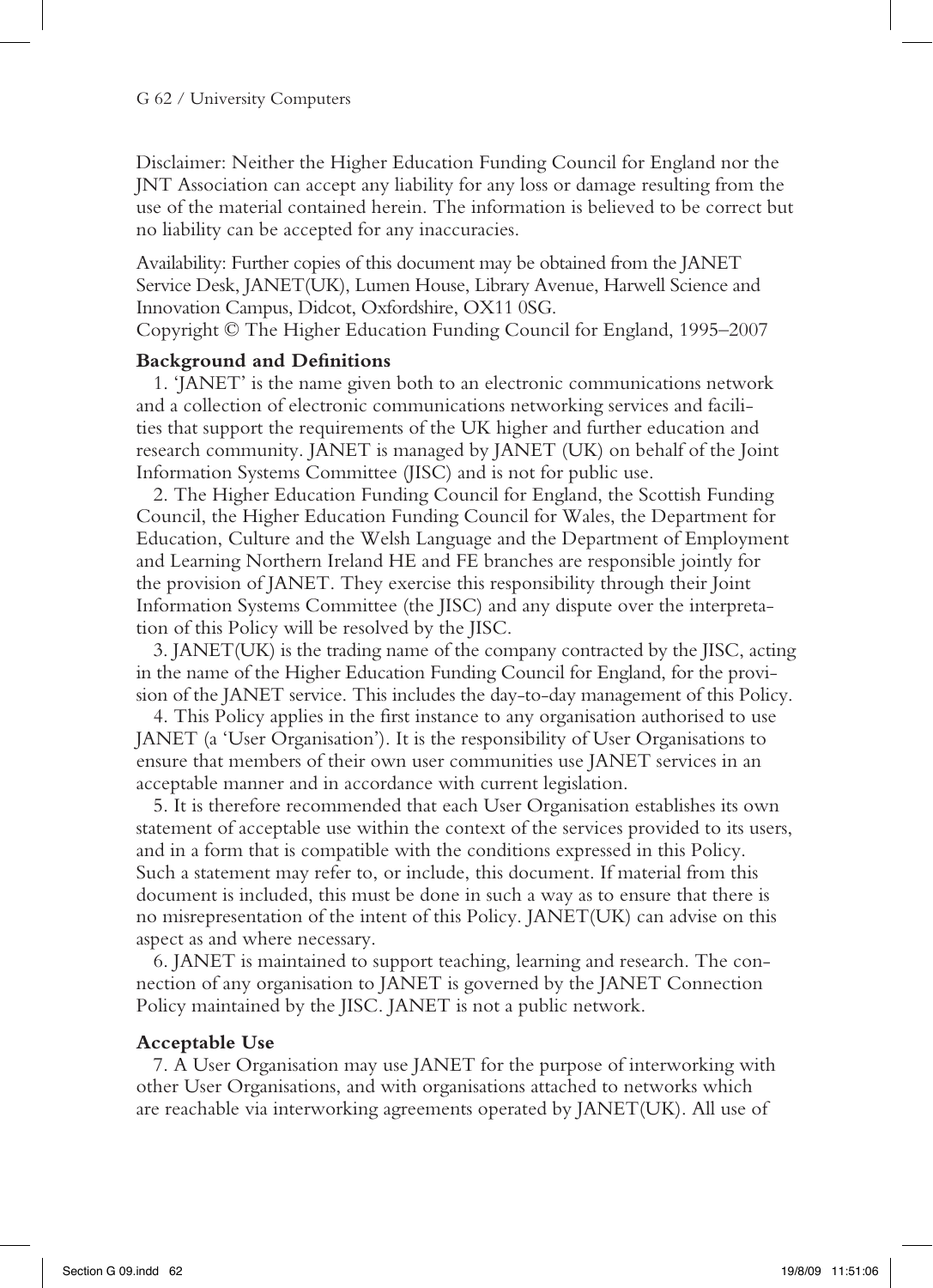Disclaimer: Neither the Higher Education Funding Council for England nor the JNT Association can accept any liability for any loss or damage resulting from the use of the material contained herein. The information is believed to be correct but no liability can be accepted for any inaccuracies.

Availability: Further copies of this document may be obtained from the JANET Service Desk, JANET(UK), Lumen House, Library Avenue, Harwell Science and Innovation Campus, Didcot, Oxfordshire, OX11 0SG.
Copyright © The Higher Education Funding Council for England, 1995–2007

**Background and Definitions**

1. 'JANET' is the name given both to an electronic communications network and a collection of electronic communications networking services and facilities that support the requirements of the UK higher and further education and research community. JANET is managed by JANET (UK) on behalf of the Joint Information Systems Committee (JISC) and is not for public use.

2. The Higher Education Funding Council for England, the Scottish Funding Council, the Higher Education Funding Council for Wales, the Department for Education, Culture and the Welsh Language and the Department of Employment and Learning Northern Ireland HE and FE branches are responsible jointly for the provision of JANET. They exercise this responsibility through their Joint Information Systems Committee (the JISC) and any dispute over the interpretation of this Policy will be resolved by the JISC.

3. JANET(UK) is the trading name of the company contracted by the JISC, acting in the name of the Higher Education Funding Council for England, for the provision of the JANET service. This includes the day-to-day management of this Policy.

4. This Policy applies in the first instance to any organisation authorised to use JANET (a 'User Organisation'). It is the responsibility of User Organisations to ensure that members of their own user communities use JANET services in an acceptable manner and in accordance with current legislation.

5. It is therefore recommended that each User Organisation establishes its own statement of acceptable use within the context of the services provided to its users, and in a form that is compatible with the conditions expressed in this Policy. Such a statement may refer to, or include, this document. If material from this document is included, this must be done in such a way as to ensure that there is no misrepresentation of the intent of this Policy. JANET(UK) can advise on this aspect as and where necessary.

6. JANET is maintained to support teaching, learning and research. The connection of any organisation to JANET is governed by the JANET Connection Policy maintained by the JISC. JANET is not a public network.

**Acceptable Use**

7. A User Organisation may use JANET for the purpose of interworking with other User Organisations, and with organisations attached to networks which are reachable via interworking agreements operated by JANET(UK). All use of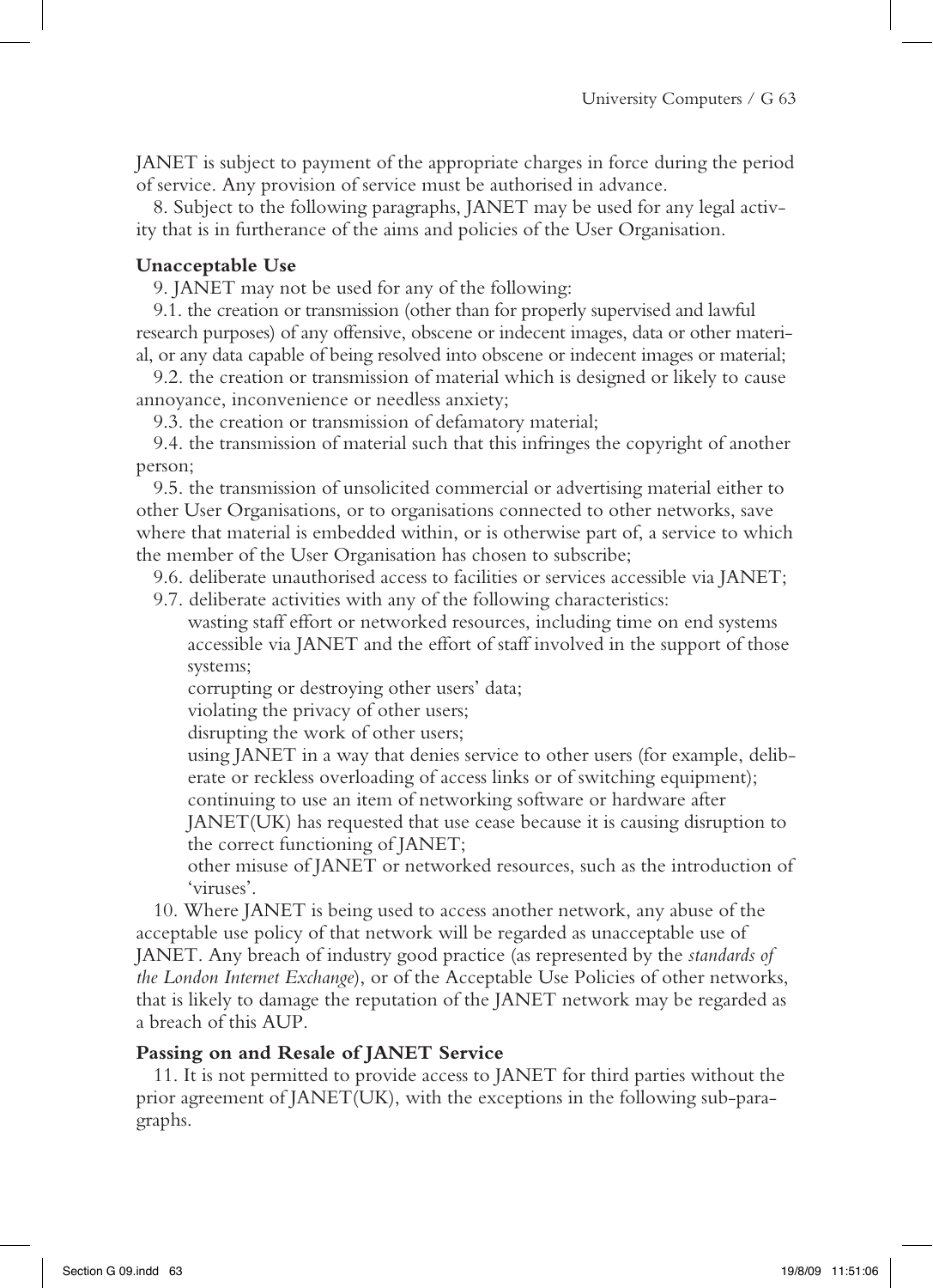JANET is subject to payment of the appropriate charges in force during the period of service. Any provision of service must be authorised in advance.

8. Subject to the following paragraphs, JANET may be used for any legal activity that is in furtherance of the aims and policies of the User Organisation.

**Unacceptable Use**

9. JANET may not be used for any of the following:

9.1. the creation or transmission (other than for properly supervised and lawful research purposes) of any offensive, obscene or indecent images, data or other material, or any data capable of being resolved into obscene or indecent images or material;

9.2. the creation or transmission of material which is designed or likely to cause annoyance, inconvenience or needless anxiety;

9.3. the creation or transmission of defamatory material;

9.4. the transmission of material such that this infringes the copyright of another person;

9.5. the transmission of unsolicited commercial or advertising material either to other User Organisations, or to organisations connected to other networks, save where that material is embedded within, or is otherwise part of, a service to which the member of the User Organisation has chosen to subscribe;

9.6. deliberate unauthorised access to facilities or services accessible via JANET;

9.7. deliberate activities with any of the following characteristics:

wasting staff effort or networked resources, including time on end systems accessible via JANET and the effort of staff involved in the support of those systems;

corrupting or destroying other users' data;

violating the privacy of other users;

disrupting the work of other users;

using JANET in a way that denies service to other users (for example, deliberate or reckless overloading of access links or of switching equipment);

continuing to use an item of networking software or hardware after JANET(UK) has requested that use cease because it is causing disruption to the correct functioning of JANET;

other misuse of JANET or networked resources, such as the introduction of 'viruses'.

10. Where JANET is being used to access another network, any abuse of the acceptable use policy of that network will be regarded as unacceptable use of JANET. Any breach of industry good practice (as represented by the *standards of the London Internet Exchange*), or of the Acceptable Use Policies of other networks, that is likely to damage the reputation of the JANET network may be regarded as a breach of this AUP.

**Passing on and Resale of JANET Service**

11. It is not permitted to provide access to JANET for third parties without the prior agreement of JANET(UK), with the exceptions in the following sub-paragraphs.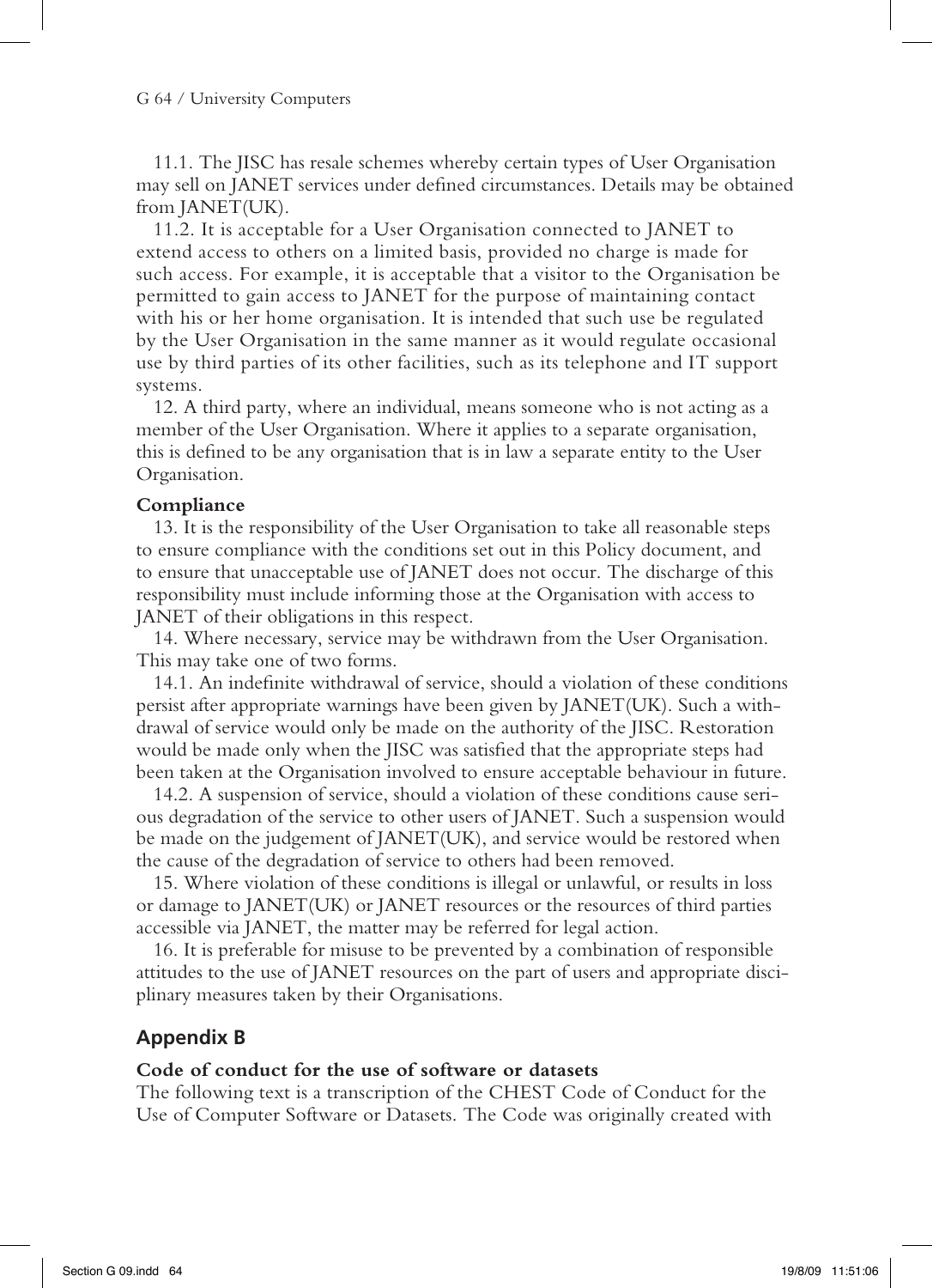11.1. The JISC has resale schemes whereby certain types of User Organisation may sell on JANET services under defined circumstances. Details may be obtained from JANET(UK).

11.2. It is acceptable for a User Organisation connected to JANET to extend access to others on a limited basis, provided no charge is made for such access. For example, it is acceptable that a visitor to the Organisation be permitted to gain access to JANET for the purpose of maintaining contact with his or her home organisation. It is intended that such use be regulated by the User Organisation in the same manner as it would regulate occasional use by third parties of its other facilities, such as its telephone and IT support systems.

12. A third party, where an individual, means someone who is not acting as a member of the User Organisation. Where it applies to a separate organisation, this is defined to be any organisation that is in law a separate entity to the User Organisation.

**Compliance**

13. It is the responsibility of the User Organisation to take all reasonable steps to ensure compliance with the conditions set out in this Policy document, and to ensure that unacceptable use of JANET does not occur. The discharge of this responsibility must include informing those at the Organisation with access to JANET of their obligations in this respect.

14. Where necessary, service may be withdrawn from the User Organisation. This may take one of two forms.

14.1. An indefinite withdrawal of service, should a violation of these conditions persist after appropriate warnings have been given by JANET(UK). Such a withdrawal of service would only be made on the authority of the JISC. Restoration would be made only when the JISC was satisfied that the appropriate steps had been taken at the Organisation involved to ensure acceptable behaviour in future.

14.2. A suspension of service, should a violation of these conditions cause serious degradation of the service to other users of JANET. Such a suspension would be made on the judgement of JANET(UK), and service would be restored when the cause of the degradation of service to others had been removed.

15. Where violation of these conditions is illegal or unlawful, or results in loss or damage to JANET(UK) or JANET resources or the resources of third parties accessible via JANET, the matter may be referred for legal action.

16. It is preferable for misuse to be prevented by a combination of responsible attitudes to the use of JANET resources on the part of users and appropriate disciplinary measures taken by their Organisations.

## Appendix B

**Code of conduct for the use of software or datasets**

The following text is a transcription of the CHEST Code of Conduct for the Use of Computer Software or Datasets. The Code was originally created with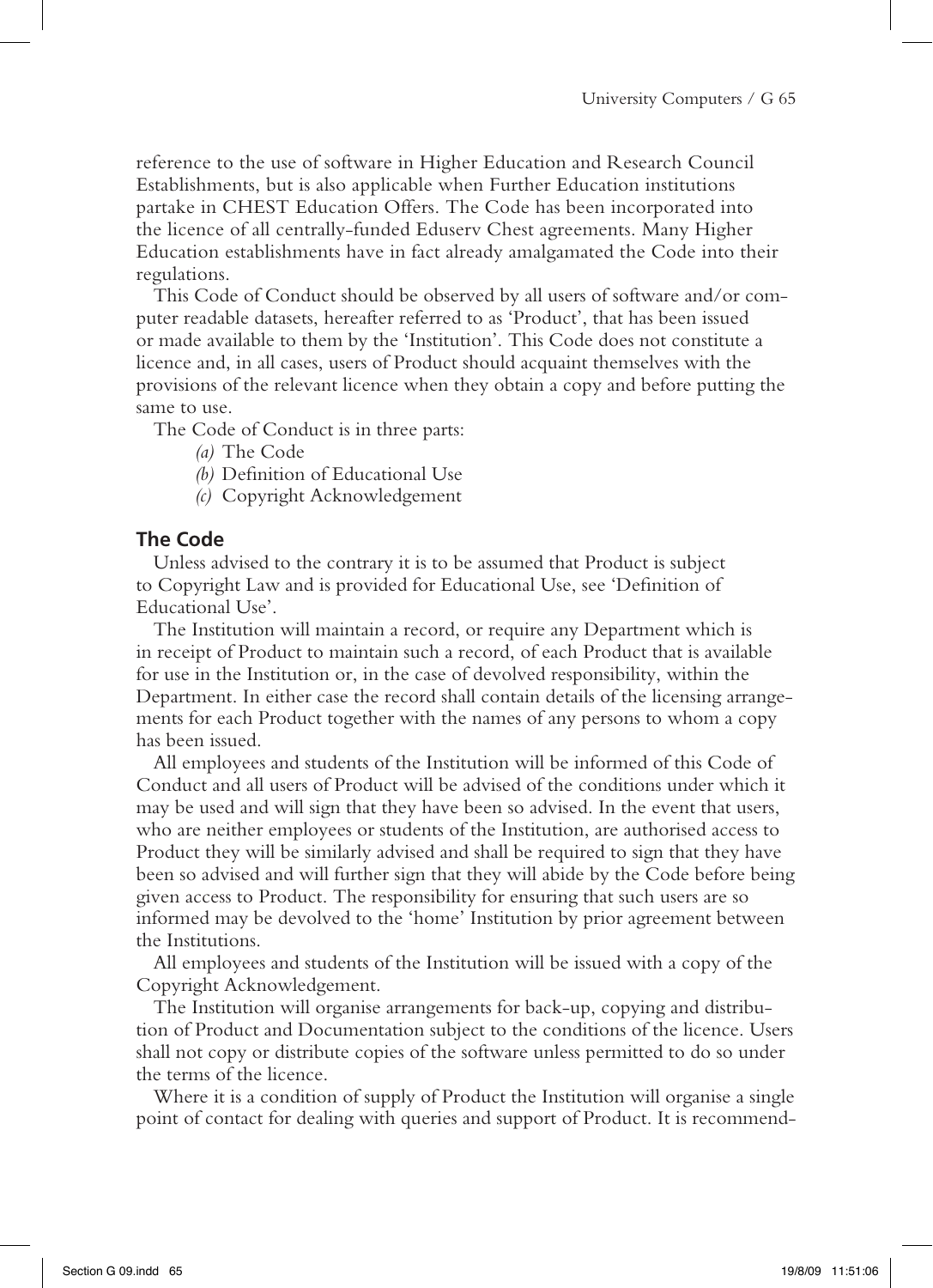reference to the use of software in Higher Education and Research Council Establishments, but is also applicable when Further Education institutions partake in CHEST Education Offers. The Code has been incorporated into the licence of all centrally-funded Eduserv Chest agreements. Many Higher Education establishments have in fact already amalgamated the Code into their regulations.

This Code of Conduct should be observed by all users of software and/or computer readable datasets, hereafter referred to as 'Product', that has been issued or made available to them by the 'Institution'. This Code does not constitute a licence and, in all cases, users of Product should acquaint themselves with the provisions of the relevant licence when they obtain a copy and before putting the same to use.

The Code of Conduct is in three parts:

- *(a)* The Code
- *(b)* Definition of Educational Use
- *(c)* Copyright Acknowledgement

## The Code

Unless advised to the contrary it is to be assumed that Product is subject to Copyright Law and is provided for Educational Use, see 'Definition of Educational Use'.

The Institution will maintain a record, or require any Department which is in receipt of Product to maintain such a record, of each Product that is available for use in the Institution or, in the case of devolved responsibility, within the Department. In either case the record shall contain details of the licensing arrangements for each Product together with the names of any persons to whom a copy has been issued.

All employees and students of the Institution will be informed of this Code of Conduct and all users of Product will be advised of the conditions under which it may be used and will sign that they have been so advised. In the event that users, who are neither employees or students of the Institution, are authorised access to Product they will be similarly advised and shall be required to sign that they have been so advised and will further sign that they will abide by the Code before being given access to Product. The responsibility for ensuring that such users are so informed may be devolved to the 'home' Institution by prior agreement between the Institutions.

All employees and students of the Institution will be issued with a copy of the Copyright Acknowledgement.

The Institution will organise arrangements for back-up, copying and distribution of Product and Documentation subject to the conditions of the licence. Users shall not copy or distribute copies of the software unless permitted to do so under the terms of the licence.

Where it is a condition of supply of Product the Institution will organise a single point of contact for dealing with queries and support of Product. It is recommend-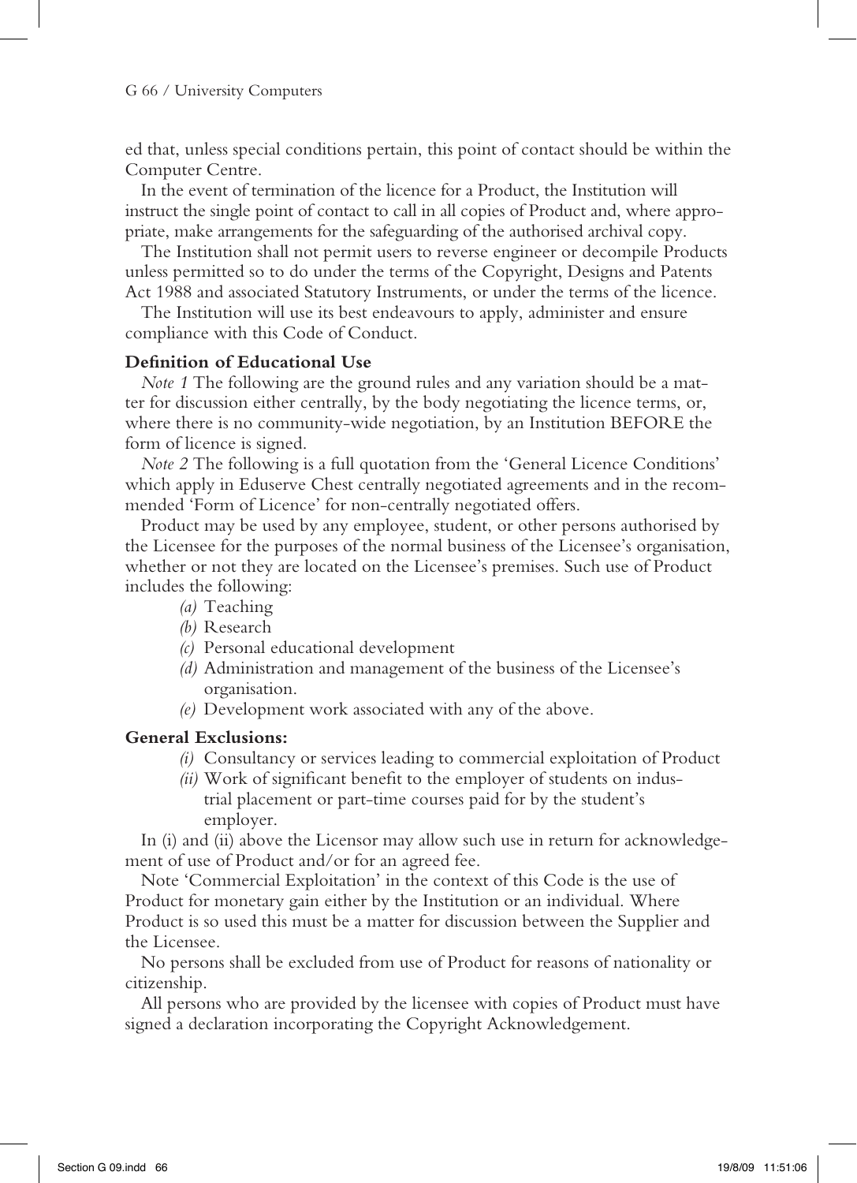ed that, unless special conditions pertain, this point of contact should be within the Computer Centre.

In the event of termination of the licence for a Product, the Institution will instruct the single point of contact to call in all copies of Product and, where appropriate, make arrangements for the safeguarding of the authorised archival copy.

The Institution shall not permit users to reverse engineer or decompile Products unless permitted so to do under the terms of the Copyright, Designs and Patents Act 1988 and associated Statutory Instruments, or under the terms of the licence.

The Institution will use its best endeavours to apply, administer and ensure compliance with this Code of Conduct.

**Definition of Educational Use**

*Note 1* The following are the ground rules and any variation should be a matter for discussion either centrally, by the body negotiating the licence terms, or, where there is no community-wide negotiation, by an Institution BEFORE the form of licence is signed.

*Note 2* The following is a full quotation from the 'General Licence Conditions' which apply in Eduserve Chest centrally negotiated agreements and in the recommended 'Form of Licence' for non-centrally negotiated offers.

Product may be used by any employee, student, or other persons authorised by the Licensee for the purposes of the normal business of the Licensee's organisation, whether or not they are located on the Licensee's premises. Such use of Product includes the following:

- *(a)* Teaching
- *(b)* Research
- *(c)* Personal educational development
- *(d)* Administration and management of the business of the Licensee's organisation.
- *(e)* Development work associated with any of the above.

**General Exclusions:**

- *(i)* Consultancy or services leading to commercial exploitation of Product
- *(ii)* Work of significant benefit to the employer of students on industrial placement or part-time courses paid for by the student's employer.

In (i) and (ii) above the Licensor may allow such use in return for acknowledgement of use of Product and/or for an agreed fee.

Note 'Commercial Exploitation' in the context of this Code is the use of Product for monetary gain either by the Institution or an individual. Where Product is so used this must be a matter for discussion between the Supplier and the Licensee.

No persons shall be excluded from use of Product for reasons of nationality or citizenship.

All persons who are provided by the licensee with copies of Product must have signed a declaration incorporating the Copyright Acknowledgement.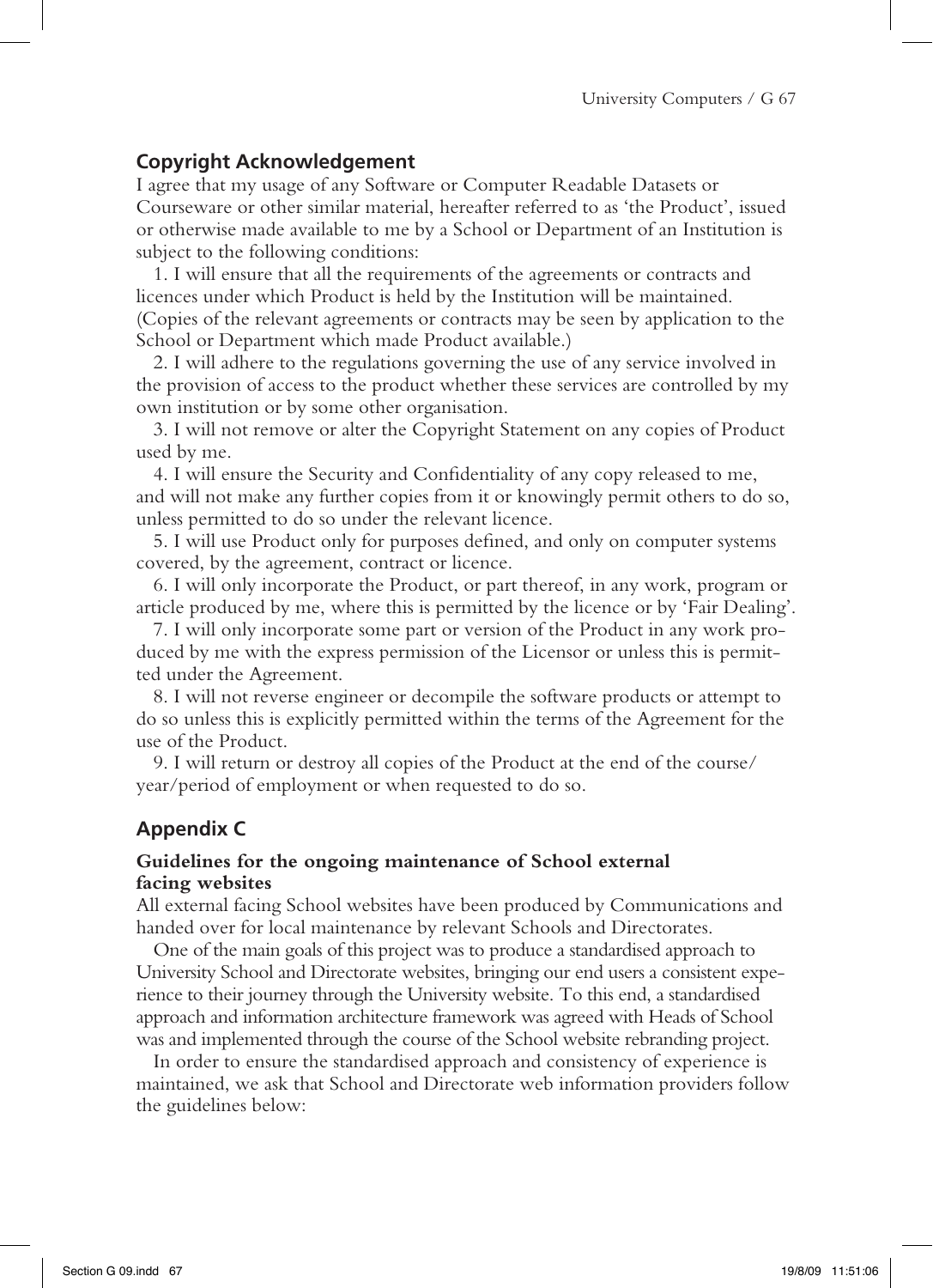## Copyright Acknowledgement

I agree that my usage of any Software or Computer Readable Datasets or Courseware or other similar material, hereafter referred to as 'the Product', issued or otherwise made available to me by a School or Department of an Institution is subject to the following conditions:

1. I will ensure that all the requirements of the agreements or contracts and licences under which Product is held by the Institution will be maintained. (Copies of the relevant agreements or contracts may be seen by application to the School or Department which made Product available.)
2. I will adhere to the regulations governing the use of any service involved in the provision of access to the product whether these services are controlled by my own institution or by some other organisation.
3. I will not remove or alter the Copyright Statement on any copies of Product used by me.
4. I will ensure the Security and Confidentiality of any copy released to me, and will not make any further copies from it or knowingly permit others to do so, unless permitted to do so under the relevant licence.
5. I will use Product only for purposes defined, and only on computer systems covered, by the agreement, contract or licence.
6. I will only incorporate the Product, or part thereof, in any work, program or article produced by me, where this is permitted by the licence or by 'Fair Dealing'.
7. I will only incorporate some part or version of the Product in any work produced by me with the express permission of the Licensor or unless this is permitted under the Agreement.
8. I will not reverse engineer or decompile the software products or attempt to do so unless this is explicitly permitted within the terms of the Agreement for the use of the Product.
9. I will return or destroy all copies of the Product at the end of the course/year/period of employment or when requested to do so.

## Appendix C

### Guidelines for the ongoing maintenance of School external facing websites

All external facing School websites have been produced by Communications and handed over for local maintenance by relevant Schools and Directorates.

One of the main goals of this project was to produce a standardised approach to University School and Directorate websites, bringing our end users a consistent experience to their journey through the University website. To this end, a standardised approach and information architecture framework was agreed with Heads of School was and implemented through the course of the School website rebranding project.

In order to ensure the standardised approach and consistency of experience is maintained, we ask that School and Directorate web information providers follow the guidelines below: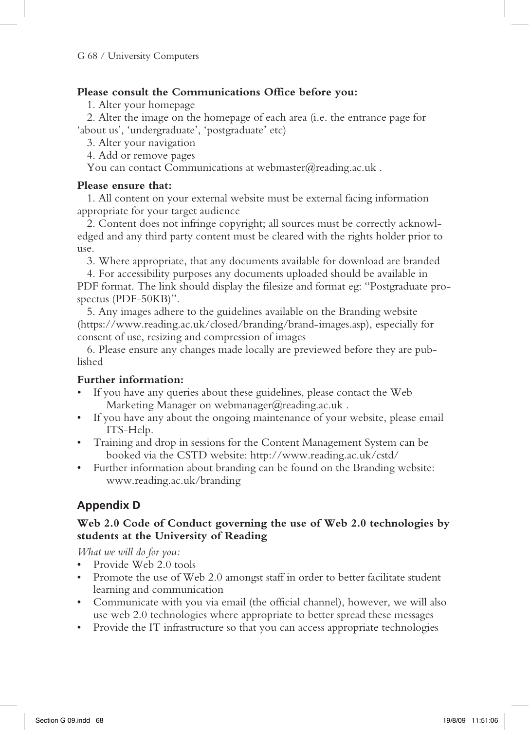**Please consult the Communications Office before you:**

1. Alter your homepage
2. Alter the image on the homepage of each area (i.e. the entrance page for 'about us', 'undergraduate', 'postgraduate' etc)
3. Alter your navigation
4. Add or remove pages

You can contact Communications at webmaster@reading.ac.uk .

**Please ensure that:**

1. All content on your external website must be external facing information appropriate for your target audience
2. Content does not infringe copyright; all sources must be correctly acknowledged and any third party content must be cleared with the rights holder prior to use.
3. Where appropriate, that any documents available for download are branded
4. For accessibility purposes any documents uploaded should be available in PDF format. The link should display the filesize and format eg: "Postgraduate prospectus (PDF-50KB)".
5. Any images adhere to the guidelines available on the Branding website (https://www.reading.ac.uk/closed/branding/brand-images.asp), especially for consent of use, resizing and compression of images
6. Please ensure any changes made locally are previewed before they are published

**Further information:**

- If you have any queries about these guidelines, please contact the Web Marketing Manager on webmanager@reading.ac.uk .
- If you have any about the ongoing maintenance of your website, please email ITS-Help.
- Training and drop in sessions for the Content Management System can be booked via the CSTD website: http://www.reading.ac.uk/cstd/
- Further information about branding can be found on the Branding website: www.reading.ac.uk/branding

## Appendix D

### Web 2.0 Code of Conduct governing the use of Web 2.0 technologies by students at the University of Reading

*What we will do for you:*

- Provide Web 2.0 tools
- Promote the use of Web 2.0 amongst staff in order to better facilitate student learning and communication
- Communicate with you via email (the official channel), however, we will also use web 2.0 technologies where appropriate to better spread these messages
- Provide the IT infrastructure so that you can access appropriate technologies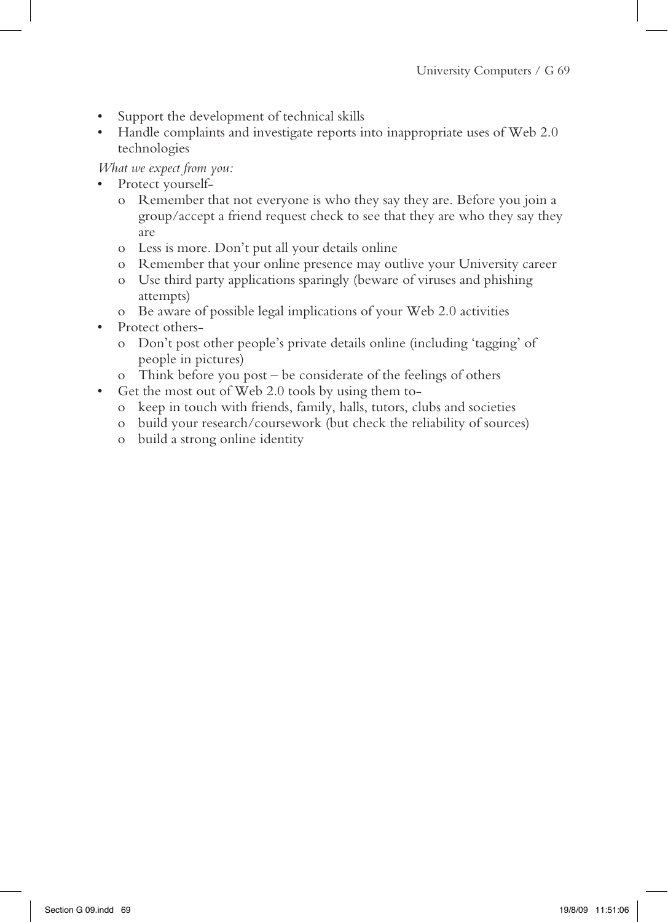- Support the development of technical skills
- Handle complaints and investigate reports into inappropriate uses of Web 2.0 technologies

*What we expect from you:*

- Protect yourself-
    - Remember that not everyone is who they say they are. Before you join a group/accept a friend request check to see that they are who they say they are
    - Less is more. Don't put all your details online
    - Remember that your online presence may outlive your University career
    - Use third party applications sparingly (beware of viruses and phishing attempts)
    - Be aware of possible legal implications of your Web 2.0 activities
- Protect others-
    - Don't post other people's private details online (including 'tagging' of people in pictures)
    - Think before you post – be considerate of the feelings of others
- Get the most out of Web 2.0 tools by using them to-
    - keep in touch with friends, family, halls, tutors, clubs and societies
    - build your research/coursework (but check the reliability of sources)
    - build a strong online identity